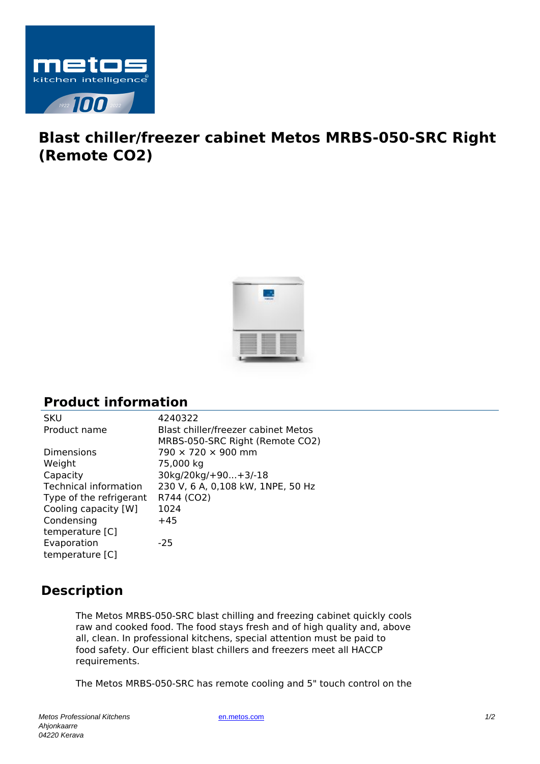# Blast chiller/freezer cabinet Metos MRBS-050-SRC Right (Remote CO2)

## Product information

| | |
|---|---|
| SKU | 4240322 |
| Product name | Blast chiller/freezer cabinet Metos MRBS-050-SRC Right (Remote CO2) |
| Dimensions | 790 × 720 × 900 mm |
| Weight | 75,000 kg |
| Capacity | 30kg/20kg/+90...+3/-18 |
| Technical information | 230 V, 6 A, 0,108 kW, 1NPE, 50 Hz |
| Type of the refrigerant | R744 (CO2) |
| Cooling capacity [W] | 1024 |
| Condensing temperature [C] | +45 |
| Evaporation temperature [C] | -25 |

## Description

The Metos MRBS-050-SRC blast chilling and freezing cabinet quickly cools raw and cooked food. The food stays fresh and of high quality and, above all, clean. In professional kitchens, special attention must be paid to food safety. Our efficient blast chillers and freezers meet all HACCP requirements.

The Metos MRBS-050-SRC has remote cooling and 5" touch control on the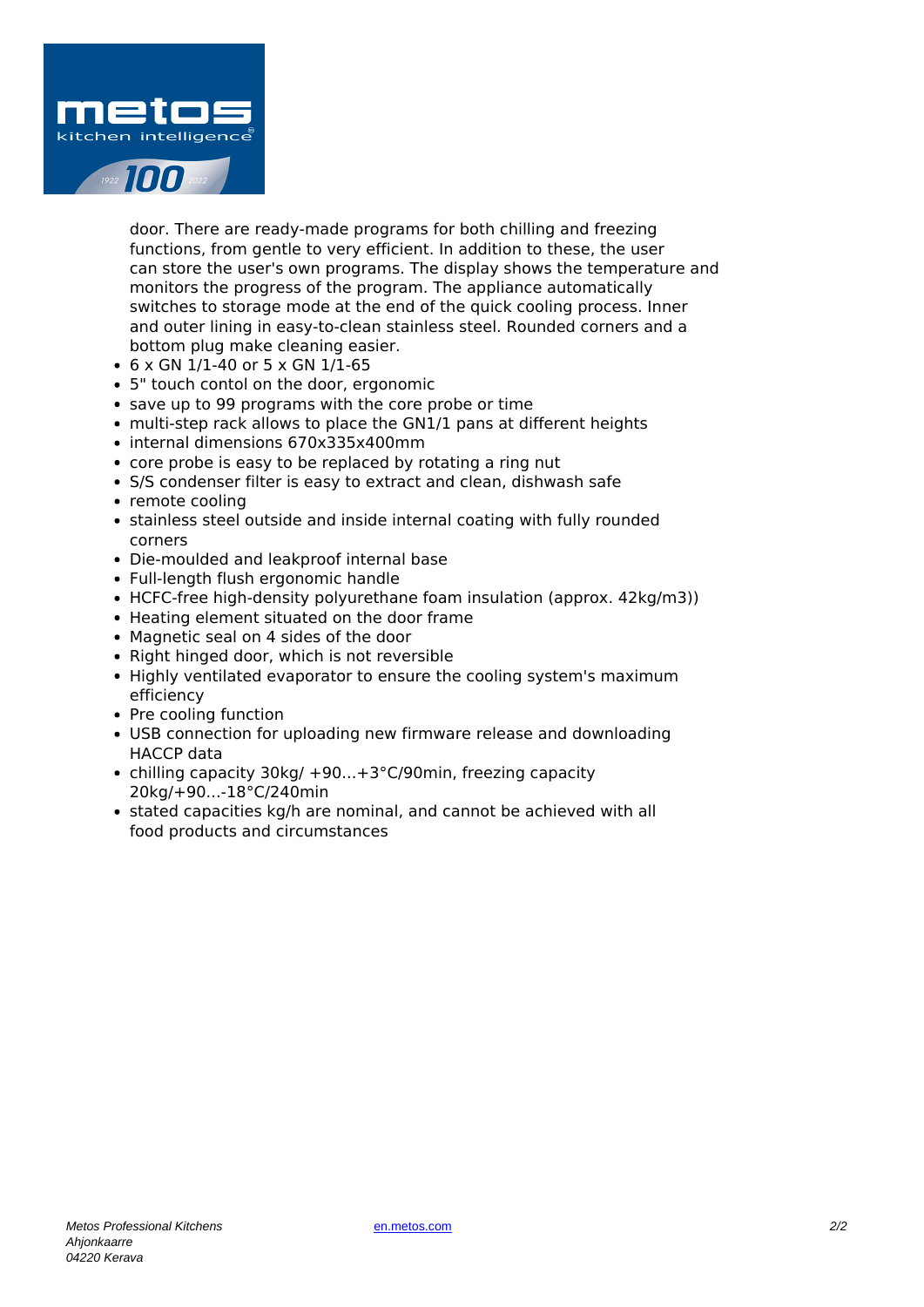door. There are ready-made programs for both chilling and freezing functions, from gentle to very efficient. In addition to these, the user can store the user's own programs. The display shows the temperature and monitors the progress of the program. The appliance automatically switches to storage mode at the end of the quick cooling process. Inner and outer lining in easy-to-clean stainless steel. Rounded corners and a bottom plug make cleaning easier.

- 6 x GN 1/1-40 or 5 x GN 1/1-65
- 5" touch contol on the door, ergonomic
- save up to 99 programs with the core probe or time
- multi-step rack allows to place the GN1/1 pans at different heights
- internal dimensions 670x335x400mm
- core probe is easy to be replaced by rotating a ring nut
- S/S condenser filter is easy to extract and clean, dishwash safe
- remote cooling
- stainless steel outside and inside internal coating with fully rounded corners
- Die-moulded and leakproof internal base
- Full-length flush ergonomic handle
- HCFC-free high-density polyurethane foam insulation (approx. 42kg/m3))
- Heating element situated on the door frame
- Magnetic seal on 4 sides of the door
- Right hinged door, which is not reversible
- Highly ventilated evaporator to ensure the cooling system's maximum efficiency
- Pre cooling function
- USB connection for uploading new firmware release and downloading HACCP data
- chilling capacity 30kg/ +90...+3°C/90min, freezing capacity 20kg/+90...-18°C/240min
- stated capacities kg/h are nominal, and cannot be achieved with all food products and circumstances